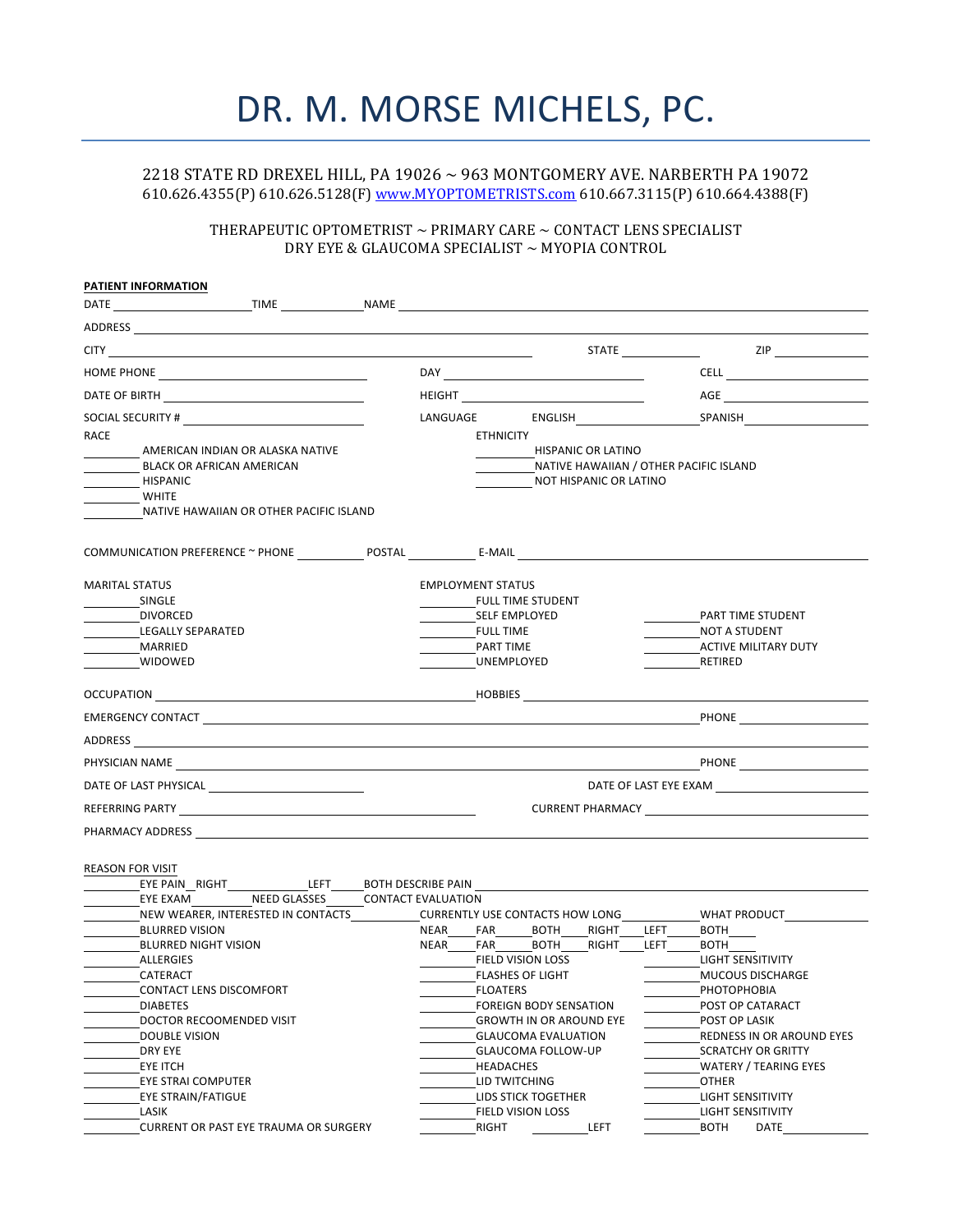# DR. M. MORSE MICHELS, PC.

2218 STATE RD DREXEL HILL, PA 19026 ~ 963 MONTGOMERY AVE. NARBERTH PA 19072
610.626.4355(P) 610.626.5128(F) www.MYOPTOMETRISTS.com 610.667.3115(P) 610.664.4388(F)

THERAPEUTIC OPTOMETRIST ~ PRIMARY CARE ~ CONTACT LENS SPECIALIST
DRY EYE & GLAUCOMA SPECIALIST ~ MYOPIA CONTROL

**PATIENT INFORMATION**

DATE ____________ TIME ________ NAME ______________________________

ADDRESS ______________________________

CITY ______________________ STATE ________ ZIP ________

HOME PHONE ______________ DAY ______________ CELL ______________

DATE OF BIRTH ______________ HEIGHT ______________ AGE ______________

SOCIAL SECURITY # ______________ LANGUAGE ENGLISH ________ SPANISH ________

RACE
- ______ AMERICAN INDIAN OR ALASKA NATIVE
- ______ BLACK OR AFRICAN AMERICAN
- ______ HISPANIC
- ______ WHITE
- ______ NATIVE HAWAIIAN OR OTHER PACIFIC ISLAND

ETHNICITY
- ______ HISPANIC OR LATINO
- ______ NATIVE HAWAIIAN / OTHER PACIFIC ISLAND
- ______ NOT HISPANIC OR LATINO

COMMUNICATION PREFERENCE ~ PHONE ______ POSTAL ______ E-MAIL ______________

MARITAL STATUS
- ______ SINGLE
- ______ DIVORCED
- ______ LEGALLY SEPARATED
- ______ MARRIED
- ______ WIDOWED

EMPLOYMENT STATUS
- ______ FULL TIME STUDENT
- ______ SELF EMPLOYED
- ______ FULL TIME
- ______ PART TIME
- ______ UNEMPLOYED
- ______ PART TIME STUDENT
- ______ NOT A STUDENT
- ______ ACTIVE MILITARY DUTY
- ______ RETIRED

OCCUPATION ______________________ HOBBIES ______________________

EMERGENCY CONTACT ______________________ PHONE ______________

ADDRESS ______________________________

PHYSICIAN NAME ______________________ PHONE ______________

DATE OF LAST PHYSICAL ______________ DATE OF LAST EYE EXAM ______________

REFERRING PARTY ______________ CURRENT PHARMACY ______________

PHARMACY ADDRESS ______________________________

REASON FOR VISIT

- ______ EYE PAIN _ RIGHT ______ LEFT ____ BOTH DESCRIBE PAIN ______________________
- ______ EYE EXAM ______ NEED GLASSES ______ CONTACT EVALUATION
- ______ NEW WEARER, INTERESTED IN CONTACTS ______ CURRENTLY USE CONTACTS HOW LONG ______ WHAT PRODUCT ______
- ______ BLURRED VISION NEAR ____ FAR ____ BOTH ____ RIGHT ____ LEFT ____ BOTH ____
- ______ BLURRED NIGHT VISION NEAR ____ FAR ____ BOTH ____ RIGHT ____ LEFT ____ BOTH ____
- ______ ALLERGIES
- ______ CATERACT
- ______ CONTACT LENS DISCOMFORT
- ______ DIABETES
- ______ DOCTOR RECOOMENDED VISIT
- ______ DOUBLE VISION
- ______ DRY EYE
- ______ EYE ITCH
- ______ EYE STRAI COMPUTER
- ______ EYE STRAIN/FATIGUE
- ______ LASIK
- ______ CURRENT OR PAST EYE TRAUMA OR SURGERY
- ______ FIELD VISION LOSS
- ______ FLASHES OF LIGHT
- ______ FLOATERS
- ______ FOREIGN BODY SENSATION
- ______ GROWTH IN OR AROUND EYE
- ______ GLAUCOMA EVALUATION
- ______ GLAUCOMA FOLLOW-UP
- ______ HEADACHES
- ______ LID TWITCHING
- ______ LIDS STICK TOGETHER
- ______ FIELD VISION LOSS
- ______ RIGHT ______ LEFT
- ______ LIGHT SENSITIVITY
- ______ MUCOUS DISCHARGE
- ______ PHOTOPHOBIA
- ______ POST OP CATARACT
- ______ POST OP LASIK
- ______ REDNESS IN OR AROUND EYES
- ______ SCRATCHY OR GRITTY
- ______ WATERY / TEARING EYES
- ______ OTHER
- ______ LIGHT SENSITIVITY
- ______ LIGHT SENSITIVITY
- ______ BOTH DATE ______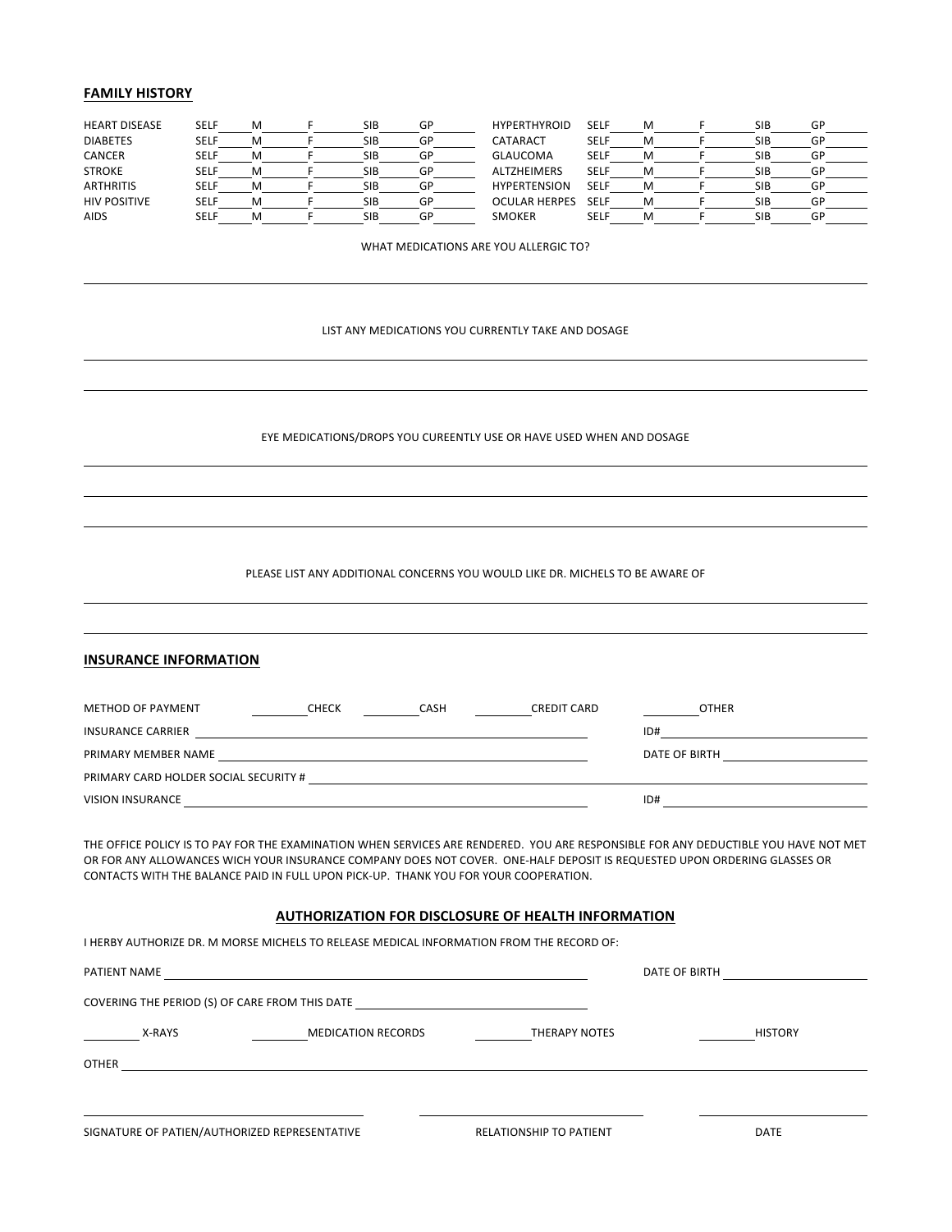## FAMILY HISTORY

| | | | | | | | | | | | |
|---|---|---|---|---|---|---|---|---|---|---|---|
| HEART DISEASE | SELF | M | F | SIB | GP | HYPERTHYROID | SELF | M | F | SIB | GP |
| DIABETES | SELF | M | F | SIB | GP | CATARACT | SELF | M | F | SIB | GP |
| CANCER | SELF | M | F | SIB | GP | GLAUCOMA | SELF | M | F | SIB | GP |
| STROKE | SELF | M | F | SIB | GP | ALTZHEIMERS | SELF | M | F | SIB | GP |
| ARTHRITIS | SELF | M | F | SIB | GP | HYPERTENSION | SELF | M | F | SIB | GP |
| HIV POSITIVE | SELF | M | F | SIB | GP | OCULAR HERPES | SELF | M | F | SIB | GP |
| AIDS | SELF | M | F | SIB | GP | SMOKER | SELF | M | F | SIB | GP |

WHAT MEDICATIONS ARE YOU ALLERGIC TO?

______________________________________________________________________

LIST ANY MEDICATIONS YOU CURRENTLY TAKE AND DOSAGE

______________________________________________________________________

______________________________________________________________________

EYE MEDICATIONS/DROPS YOU CUREENTLY USE OR HAVE USED WHEN AND DOSAGE

______________________________________________________________________

______________________________________________________________________

______________________________________________________________________

PLEASE LIST ANY ADDITIONAL CONCERNS YOU WOULD LIKE DR. MICHELS TO BE AWARE OF

______________________________________________________________________

______________________________________________________________________

## INSURANCE INFORMATION

METHOD OF PAYMENT ________CHECK ________CASH ________CREDIT CARD ________OTHER

INSURANCE CARRIER ______________________________ ID# ____________________

PRIMARY MEMBER NAME ______________________________ DATE OF BIRTH ____________________

PRIMARY CARD HOLDER SOCIAL SECURITY # ______________________________

VISION INSURANCE ______________________________ ID# ____________________

THE OFFICE POLICY IS TO PAY FOR THE EXAMINATION WHEN SERVICES ARE RENDERED. YOU ARE RESPONSIBLE FOR ANY DEDUCTIBLE YOU HAVE NOT MET OR FOR ANY ALLOWANCES WICH YOUR INSURANCE COMPANY DOES NOT COVER. ONE-HALF DEPOSIT IS REQUESTED UPON ORDERING GLASSES OR CONTACTS WITH THE BALANCE PAID IN FULL UPON PICK-UP. THANK YOU FOR YOUR COOPERATION.

## AUTHORIZATION FOR DISCLOSURE OF HEALTH INFORMATION

I HERBY AUTHORIZE DR. M MORSE MICHELS TO RELEASE MEDICAL INFORMATION FROM THE RECORD OF:

PATIENT NAME ______________________________ DATE OF BIRTH ____________________

COVERING THE PERIOD (S) OF CARE FROM THIS DATE ______________________________

________X-RAYS ________MEDICATION RECORDS ________THERAPY NOTES ________HISTORY

OTHER ______________________________________________________________________

______________________________ ______________________________ ____________________

SIGNATURE OF PATIEN/AUTHORIZED REPRESENTATIVE RELATIONSHIP TO PATIENT DATE